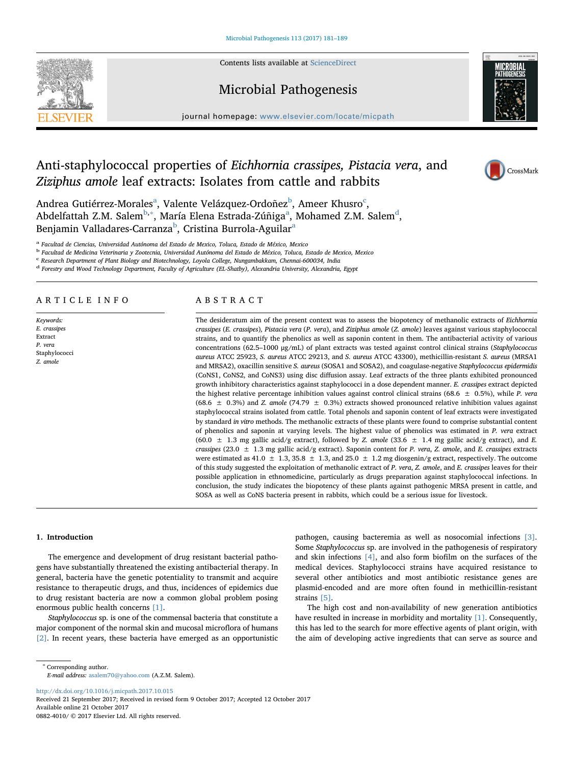# Anti-staphylococcal properties of *Eichhornia crassipes, Pistacia vera*, and *Ziziphus amole* leaf extracts: Isolates from cattle and rabbits

Andrea Gutiérrez-Morales[a], Valente Velázquez-Ordoñez[b], Ameer Khusro[c], Abdelfattah Z.M. Salem[b,*], María Elena Estrada-Zúñiga[a], Mohamed Z.M. Salem[d], Benjamin Valladares-Carranza[b], Cristina Burrola-Aguilar[a]

[a] Facultad de Ciencias, Universidad Autónoma del Estado de Mexico, Toluca, Estado de México, Mexico
[b] Facultad de Medicina Veterinaria y Zootecnia, Universidad Autónoma del Estado de México, Toluca, Estado de Mexico, Mexico
[c] Research Department of Plant Biology and Biotechnology, Loyola College, Nungambakkam, Chennai-600034, India
[d] Forestry and Wood Technology Department, Faculty of Agriculture (EL-Shatby), Alexandria University, Alexandria, Egypt

## ARTICLE INFO

*Keywords:*
*E. crassipes*
Extract
*P. vera*
Staphylococci
*Z. amole*

## ABSTRACT

The desideratum aim of the present context was to assess the biopotency of methanolic extracts of *Eichhornia crassipes* (*E. crassipes*), *Pistacia vera* (*P. vera*), and *Ziziphus amole* (*Z. amole*) leaves against various staphylococcal strains, and to quantify the phenolics as well as saponin content in them. The antibacterial activity of various concentrations (62.5–1000 μg/mL) of plant extracts was tested against control clinical strains (*Staphylococcus aureus* ATCC 25923, *S. aureus* ATCC 29213, and *S. aureus* ATCC 43300), methicillin-resistant *S. aureus* (MRSA1 and MRSA2), oxacillin sensitive *S. aureus* (SOSA1 and SOSA2), and coagulase-negative *Staphylococcus epidermidis* (CoNS1, CoNS2, and CoNS3) using disc diffusion assay. Leaf extracts of the three plants exhibited pronounced growth inhibitory characteristics against staphylococci in a dose dependent manner. *E. crassipes* extract depicted the highest relative percentage inhibition values against control clinical strains (68.6 ± 0.5%), while *P. vera* (68.6 ± 0.3%) and *Z. amole* (74.79 ± 0.3%) extracts showed pronounced relative inhibition values against staphylococcal strains isolated from cattle. Total phenols and saponin content of leaf extracts were investigated by standard *in vitro* methods. The methanolic extracts of these plants were found to comprise substantial content of phenolics and saponin at varying levels. The highest value of phenolics was estimated in *P. vera* extract (60.0 ± 1.3 mg gallic acid/g extract), followed by *Z. amole* (33.6 ± 1.4 mg gallic acid/g extract), and *E. crassipes* (23.0 ± 1.3 mg gallic acid/g extract). Saponin content for *P. vera*, *Z. amole*, and *E. crassipes* extracts were estimated as 41.0 ± 1.3, 35.8 ± 1.3, and 25.0 ± 1.2 mg diosgenin/g extract, respectively. The outcome of this study suggested the exploitation of methanolic extract of *P. vera*, *Z. amole*, and *E. crassipes* leaves for their possible application in ethnomedicine, particularly as drugs preparation against staphylococcal infections. In conclusion, the study indicates the biopotency of these plants against pathogenic MRSA present in cattle, and SOSA as well as CoNS bacteria present in rabbits, which could be a serious issue for livestock.

## 1. Introduction

The emergence and development of drug resistant bacterial pathogens have substantially threatened the existing antibacterial therapy. In general, bacteria have the genetic potentiality to transmit and acquire resistance to therapeutic drugs, and thus, incidences of epidemics due to drug resistant bacteria are now a common global problem posing enormous public health concerns [1].

*Staphylococcus* sp. is one of the commensal bacteria that constitute a major component of the normal skin and mucosal microflora of humans [2]. In recent years, these bacteria have emerged as an opportunistic pathogen, causing bacteremia as well as nosocomial infections [3]. Some *Staphylococcus* sp. are involved in the pathogenesis of respiratory and skin infections [4], and also form biofilm on the surfaces of the medical devices. Staphylococci strains have acquired resistance to several other antibiotics and most antibiotic resistance genes are plasmid-encoded and are more often found in methicillin-resistant strains [5].

The high cost and non-availability of new generation antibiotics have resulted in increase in morbidity and mortality [1]. Consequently, this has led to the search for more effective agents of plant origin, with the aim of developing active ingredients that can serve as source and

* Corresponding author.
*E-mail address:* asalem70@yahoo.com (A.Z.M. Salem).

http://dx.doi.org/10.1016/j.micpath.2017.10.015
Received 21 September 2017; Received in revised form 9 October 2017; Accepted 12 October 2017
Available online 21 October 2017
0882-4010/ © 2017 Elsevier Ltd. All rights reserved.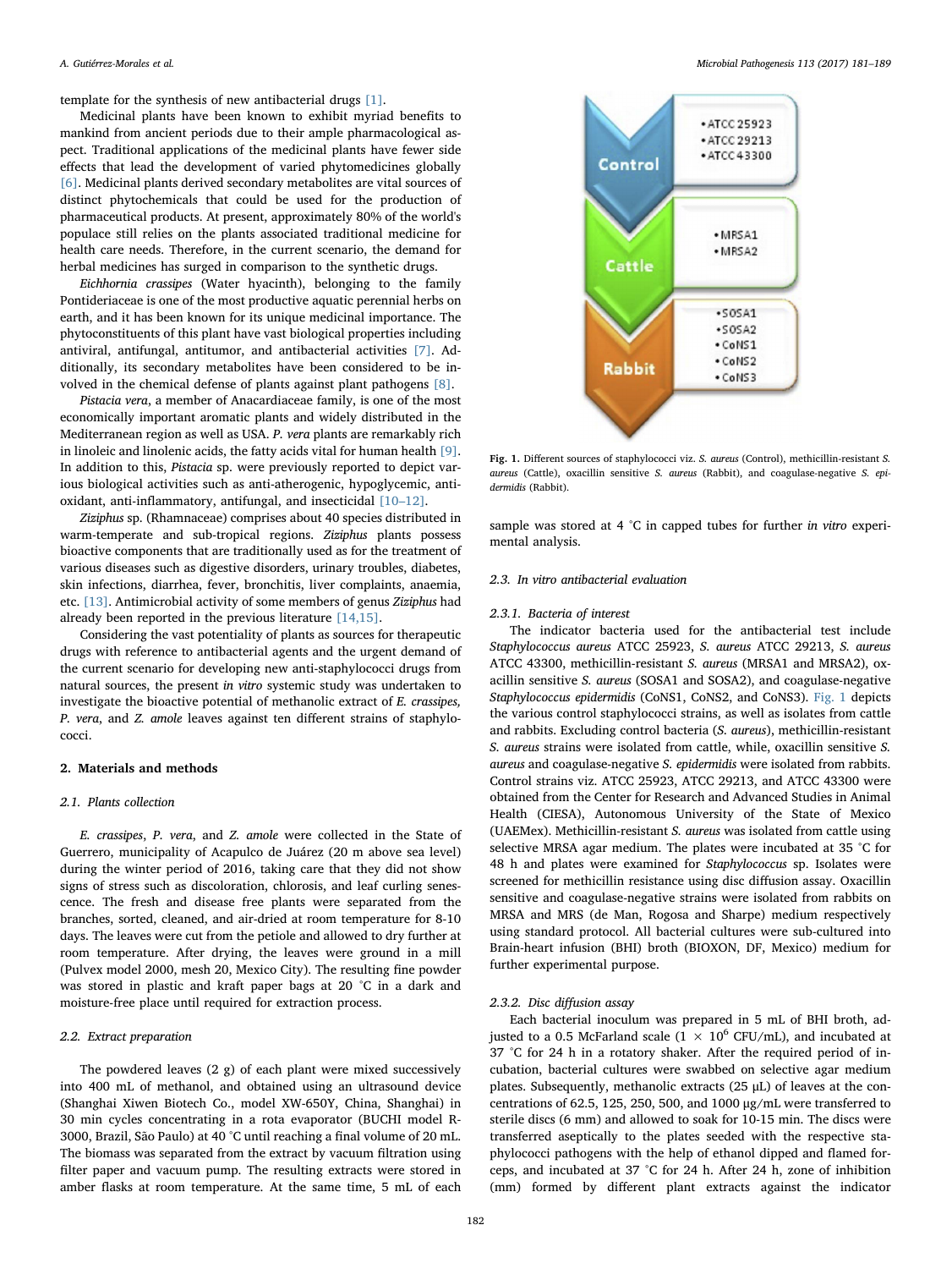template for the synthesis of new antibacterial drugs [1].

Medicinal plants have been known to exhibit myriad benefits to mankind from ancient periods due to their ample pharmacological aspect. Traditional applications of the medicinal plants have fewer side effects that lead the development of varied phytomedicines globally [6]. Medicinal plants derived secondary metabolites are vital sources of distinct phytochemicals that could be used for the production of pharmaceutical products. At present, approximately 80% of the world's populace still relies on the plants associated traditional medicine for health care needs. Therefore, in the current scenario, the demand for herbal medicines has surged in comparison to the synthetic drugs.

*Eichhornia crassipes* (Water hyacinth), belonging to the family Pontideriaceae is one of the most productive aquatic perennial herbs on earth, and it has been known for its unique medicinal importance. The phytoconstituents of this plant have vast biological properties including antiviral, antifungal, antitumor, and antibacterial activities [7]. Additionally, its secondary metabolites have been considered to be involved in the chemical defense of plants against plant pathogens [8].

*Pistacia vera*, a member of Anacardiaceae family, is one of the most economically important aromatic plants and widely distributed in the Mediterranean region as well as USA. *P. vera* plants are remarkably rich in linoleic and linolenic acids, the fatty acids vital for human health [9]. In addition to this, *Pistacia* sp. were previously reported to depict various biological activities such as anti-atherogenic, hypoglycemic, antioxidant, anti-inflammatory, antifungal, and insecticidal [10–12].

*Ziziphus* sp. (Rhamnaceae) comprises about 40 species distributed in warm-temperate and sub-tropical regions. *Ziziphus* plants possess bioactive components that are traditionally used as for the treatment of various diseases such as digestive disorders, urinary troubles, diabetes, skin infections, diarrhea, fever, bronchitis, liver complaints, anaemia, etc. [13]. Antimicrobial activity of some members of genus *Ziziphus* had already been reported in the previous literature [14,15].

Considering the vast potentiality of plants as sources for therapeutic drugs with reference to antibacterial agents and the urgent demand of the current scenario for developing new anti-staphylococci drugs from natural sources, the present *in vitro* systemic study was undertaken to investigate the bioactive potential of methanolic extract of *E. crassipes, P. vera*, and *Z. amole* leaves against ten different strains of staphylococci.

## 2. Materials and methods

### 2.1. Plants collection

*E. crassipes*, *P. vera*, and *Z. amole* were collected in the State of Guerrero, municipality of Acapulco de Juárez (20 m above sea level) during the winter period of 2016, taking care that they did not show signs of stress such as discoloration, chlorosis, and leaf curling senescence. The fresh and disease free plants were separated from the branches, sorted, cleaned, and air-dried at room temperature for 8-10 days. The leaves were cut from the petiole and allowed to dry further at room temperature. After drying, the leaves were ground in a mill (Pulvex model 2000, mesh 20, Mexico City). The resulting fine powder was stored in plastic and kraft paper bags at 20 °C in a dark and moisture-free place until required for extraction process.

### 2.2. Extract preparation

The powdered leaves (2 g) of each plant were mixed successively into 400 mL of methanol, and obtained using an ultrasound device (Shanghai Xiwen Biotech Co., model XW-650Y, China, Shanghai) in 30 min cycles concentrating in a rota evaporator (BUCHI model R-3000, Brazil, São Paulo) at 40 °C until reaching a final volume of 20 mL. The biomass was separated from the extract by vacuum filtration using filter paper and vacuum pump. The resulting extracts were stored in amber flasks at room temperature. At the same time, 5 mL of each sample was stored at 4 °C in capped tubes for further *in vitro* experimental analysis.

Control: • ATCC 25923 • ATCC 29213 • ATCC 43300
Cattle: • MRSA1 • MRSA2
Rabbit: • SOSA1 • SOSA2 • CoNS1 • CoNS2 • CoNS3

**Fig. 1.** Different sources of staphylococci viz. *S. aureus* (Control), methicillin-resistant *S. aureus* (Cattle), oxacillin sensitive *S. aureus* (Rabbit), and coagulase-negative *S. epidermidis* (Rabbit).

### 2.3. In vitro antibacterial evaluation

#### 2.3.1. Bacteria of interest

The indicator bacteria used for the antibacterial test include *Staphylococcus aureus* ATCC 25923, *S. aureus* ATCC 29213, *S. aureus* ATCC 43300, methicillin-resistant *S. aureus* (MRSA1 and MRSA2), oxacillin sensitive *S. aureus* (SOSA1 and SOSA2), and coagulase-negative *Staphylococcus epidermidis* (CoNS1, CoNS2, and CoNS3). Fig. 1 depicts the various control staphylococci strains, as well as isolates from cattle and rabbits. Excluding control bacteria (*S. aureus*), methicillin-resistant *S. aureus* strains were isolated from cattle, while, oxacillin sensitive *S. aureus* and coagulase-negative *S. epidermidis* were isolated from rabbits. Control strains viz. ATCC 25923, ATCC 29213, and ATCC 43300 were obtained from the Center for Research and Advanced Studies in Animal Health (CIESA), Autonomous University of the State of Mexico (UAEMex). Methicillin-resistant *S. aureus* was isolated from cattle using selective MRSA agar medium. The plates were incubated at 35 °C for 48 h and plates were examined for *Staphylococcus* sp. Isolates were screened for methicillin resistance using disc diffusion assay. Oxacillin sensitive and coagulase-negative strains were isolated from rabbits on MRSA and MRS (de Man, Rogosa and Sharpe) medium respectively using standard protocol. All bacterial cultures were sub-cultured into Brain-heart infusion (BHI) broth (BIOXON, DF, Mexico) medium for further experimental purpose.

#### 2.3.2. Disc diffusion assay

Each bacterial inoculum was prepared in 5 mL of BHI broth, adjusted to a 0.5 McFarland scale ($1 \times 10^6$ CFU/mL), and incubated at 37 °C for 24 h in a rotatory shaker. After the required period of incubation, bacterial cultures were swabbed on selective agar medium plates. Subsequently, methanolic extracts (25 μL) of leaves at the concentrations of 62.5, 125, 250, 500, and 1000 μg/mL were transferred to sterile discs (6 mm) and allowed to soak for 10-15 min. The discs were transferred aseptically to the plates seeded with the respective staphylococci pathogens with the help of ethanol dipped and flamed forceps, and incubated at 37 °C for 24 h. After 24 h, zone of inhibition (mm) formed by different plant extracts against the indicator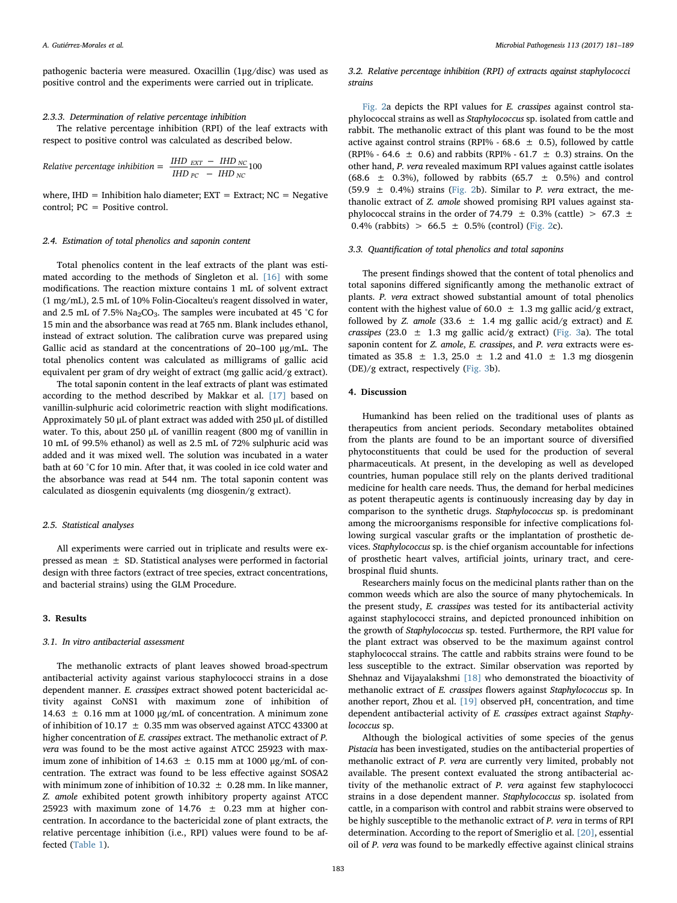pathogenic bacteria were measured. Oxacillin (1μg/disc) was used as positive control and the experiments were carried out in triplicate.

#### 2.3.3. Determination of relative percentage inhibition

The relative percentage inhibition (RPI) of the leaf extracts with respect to positive control was calculated as described below.

$$\text{Relative percentage inhibition} = \frac{IHD_{EXT} - IHD_{NC}}{IHD_{PC} - IHD_{NC}}100$$

where, IHD = Inhibition halo diameter; EXT = Extract; NC = Negative control; PC = Positive control.

### 2.4. Estimation of total phenolics and saponin content

Total phenolics content in the leaf extracts of the plant was estimated according to the methods of Singleton et al. [16] with some modifications. The reaction mixture contains 1 mL of solvent extract (1 mg/mL), 2.5 mL of 10% Folin-Ciocalteu's reagent dissolved in water, and 2.5 mL of 7.5% $Na_2CO_3$. The samples were incubated at 45 °C for 15 min and the absorbance was read at 765 nm. Blank includes ethanol, instead of extract solution. The calibration curve was prepared using Gallic acid as standard at the concentrations of 20–100 μg/mL. The total phenolics content was calculated as milligrams of gallic acid equivalent per gram of dry weight of extract (mg gallic acid/g extract).

The total saponin content in the leaf extracts of plant was estimated according to the method described by Makkar et al. [17] based on vanillin-sulphuric acid colorimetric reaction with slight modifications. Approximately 50 μL of plant extract was added with 250 μL of distilled water. To this, about 250 μL of vanillin reagent (800 mg of vanillin in 10 mL of 99.5% ethanol) as well as 2.5 mL of 72% sulphuric acid was added and it was mixed well. The solution was incubated in a water bath at 60 °C for 10 min. After that, it was cooled in ice cold water and the absorbance was read at 544 nm. The total saponin content was calculated as diosgenin equivalents (mg diosgenin/g extract).

### 2.5. Statistical analyses

All experiments were carried out in triplicate and results were expressed as mean ± SD. Statistical analyses were performed in factorial design with three factors (extract of tree species, extract concentrations, and bacterial strains) using the GLM Procedure.

## 3. Results

### 3.1. In vitro antibacterial assessment

The methanolic extracts of plant leaves showed broad-spectrum antibacterial activity against various staphylococci strains in a dose dependent manner. *E. crassipes* extract showed potent bactericidal activity against CoNS1 with maximum zone of inhibition of 14.63 ± 0.16 mm at 1000 μg/mL of concentration. A minimum zone of inhibition of 10.17 ± 0.35 mm was observed against ATCC 43300 at higher concentration of *E. crassipes* extract. The methanolic extract of *P. vera* was found to be the most active against ATCC 25923 with maximum zone of inhibition of 14.63 ± 0.15 mm at 1000 μg/mL of concentration. The extract was found to be less effective against SOSA2 with minimum zone of inhibition of 10.32 ± 0.28 mm. In like manner, *Z. amole* exhibited potent growth inhibitory property against ATCC 25923 with maximum zone of 14.76 ± 0.23 mm at higher concentration. In accordance to the bactericidal zone of plant extracts, the relative percentage inhibition (i.e., RPI) values were found to be affected (Table 1).

### 3.2. Relative percentage inhibition (RPI) of extracts against staphylococci strains

Fig. 2a depicts the RPI values for *E. crassipes* against control staphylococcal strains as well as *Staphylococcus* sp. isolated from cattle and rabbit. The methanolic extract of this plant was found to be the most active against control strains (RPI% - 68.6 ± 0.5), followed by cattle (RPI% - 64.6 ± 0.6) and rabbits (RPI% - 61.7 ± 0.3) strains. On the other hand, *P. vera* revealed maximum RPI values against cattle isolates (68.6 ± 0.3%), followed by rabbits (65.7 ± 0.5%) and control (59.9 ± 0.4%) strains (Fig. 2b). Similar to *P. vera* extract, the methanolic extract of *Z. amole* showed promising RPI values against staphylococcal strains in the order of 74.79 ± 0.3% (cattle) > 67.3 ± 0.4% (rabbits) > 66.5 ± 0.5% (control) (Fig. 2c).

### 3.3. Quantification of total phenolics and total saponins

The present findings showed that the content of total phenolics and total saponins differed significantly among the methanolic extract of plants. *P. vera* extract showed substantial amount of total phenolics content with the highest value of 60.0 ± 1.3 mg gallic acid/g extract, followed by *Z. amole* (33.6 ± 1.4 mg gallic acid/g extract) and *E. crassipes* (23.0 ± 1.3 mg gallic acid/g extract) (Fig. 3a). The total saponin content for *Z. amole*, *E. crassipes*, and *P. vera* extracts were estimated as 35.8 ± 1.3, 25.0 ± 1.2 and 41.0 ± 1.3 mg diosgenin (DE)/g extract, respectively (Fig. 3b).

## 4. Discussion

Humankind has been relied on the traditional uses of plants as therapeutics from ancient periods. Secondary metabolites obtained from the plants are found to be an important source of diversified phytoconstituents that could be used for the production of several pharmaceuticals. At present, in the developing as well as developed countries, human populace still rely on the plants derived traditional medicine for health care needs. Thus, the demand for herbal medicines as potent therapeutic agents is continuously increasing day by day in comparison to the synthetic drugs. *Staphylococcus* sp. is predominant among the microorganisms responsible for infective complications following surgical vascular grafts or the implantation of prosthetic devices. *Staphylococcus* sp. is the chief organism accountable for infections of prosthetic heart valves, artificial joints, urinary tract, and cerebrospinal fluid shunts.

Researchers mainly focus on the medicinal plants rather than on the common weeds which are also the source of many phytochemicals. In the present study, *E. crassipes* was tested for its antibacterial activity against staphylococci strains, and depicted pronounced inhibition on the growth of *Staphylococcus* sp. tested. Furthermore, the RPI value for the plant extract was observed to be the maximum against control staphylococcal strains. The cattle and rabbits strains were found to be less susceptible to the extract. Similar observation was reported by Shehnaz and Vijayalakshmi [18] who demonstrated the bioactivity of methanolic extract of *E. crassipes* flowers against *Staphylococcus* sp. In another report, Zhou et al. [19] observed pH, concentration, and time dependent antibacterial activity of *E. crassipes* extract against *Staphylococcus* sp.

Although the biological activities of some species of the genus *Pistacia* has been investigated, studies on the antibacterial properties of methanolic extract of *P. vera* are currently very limited, probably not available. The present context evaluated the strong antibacterial activity of the methanolic extract of *P. vera* against few staphylococci strains in a dose dependent manner. *Staphylococcus* sp. isolated from cattle, in a comparison with control and rabbit strains were observed to be highly susceptible to the methanolic extract of *P. vera* in terms of RPI determination. According to the report of Smeriglio et al. [20], essential oil of *P. vera* was found to be markedly effective against clinical strains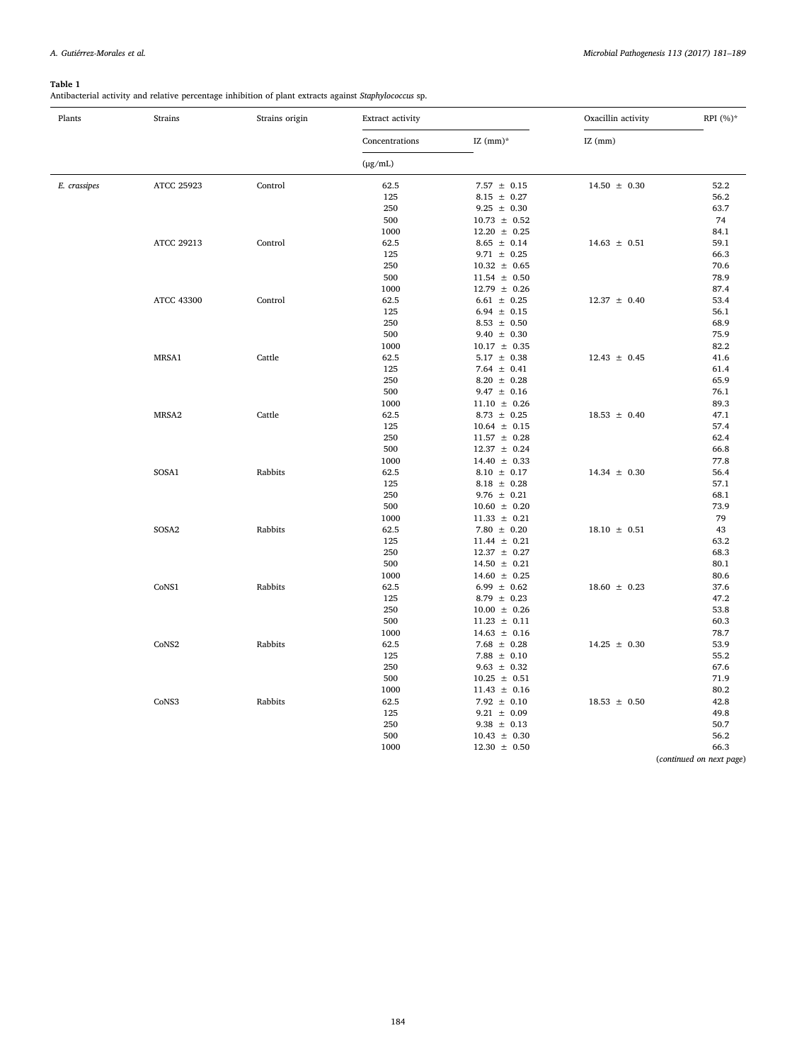**Table 1**
Antibacterial activity and relative percentage inhibition of plant extracts against *Staphylococcus* sp.

| Plants | Strains | Strains origin | Extract activity | | Oxacillin activity | RPI (%)* |
|---|---|---|---|---|---|---|
| | | | Concentrations (μg/mL) | IZ (mm)* | IZ (mm) | |
| *E. crassipes* | ATCC 25923 | Control | 62.5 | 7.57 ± 0.15 | 14.50 ± 0.30 | 52.2 |
| | | | 125 | 8.15 ± 0.27 | | 56.2 |
| | | | 250 | 9.25 ± 0.30 | | 63.7 |
| | | | 500 | 10.73 ± 0.52 | | 74 |
| | | | 1000 | 12.20 ± 0.25 | | 84.1 |
| | ATCC 29213 | Control | 62.5 | 8.65 ± 0.14 | 14.63 ± 0.51 | 59.1 |
| | | | 125 | 9.71 ± 0.25 | | 66.3 |
| | | | 250 | 10.32 ± 0.65 | | 70.6 |
| | | | 500 | 11.54 ± 0.50 | | 78.9 |
| | | | 1000 | 12.79 ± 0.26 | | 87.4 |
| | ATCC 43300 | Control | 62.5 | 6.61 ± 0.25 | 12.37 ± 0.40 | 53.4 |
| | | | 125 | 6.94 ± 0.15 | | 56.1 |
| | | | 250 | 8.53 ± 0.50 | | 68.9 |
| | | | 500 | 9.40 ± 0.30 | | 75.9 |
| | | | 1000 | 10.17 ± 0.35 | | 82.2 |
| | MRSA1 | Cattle | 62.5 | 5.17 ± 0.38 | 12.43 ± 0.45 | 41.6 |
| | | | 125 | 7.64 ± 0.41 | | 61.4 |
| | | | 250 | 8.20 ± 0.28 | | 65.9 |
| | | | 500 | 9.47 ± 0.16 | | 76.1 |
| | | | 1000 | 11.10 ± 0.26 | | 89.3 |
| | MRSA2 | Cattle | 62.5 | 8.73 ± 0.25 | 18.53 ± 0.40 | 47.1 |
| | | | 125 | 10.64 ± 0.15 | | 57.4 |
| | | | 250 | 11.57 ± 0.28 | | 62.4 |
| | | | 500 | 12.37 ± 0.24 | | 66.8 |
| | | | 1000 | 14.40 ± 0.33 | | 77.8 |
| | SOSA1 | Rabbits | 62.5 | 8.10 ± 0.17 | 14.34 ± 0.30 | 56.4 |
| | | | 125 | 8.18 ± 0.28 | | 57.1 |
| | | | 250 | 9.76 ± 0.21 | | 68.1 |
| | | | 500 | 10.60 ± 0.20 | | 73.9 |
| | | | 1000 | 11.33 ± 0.21 | | 79 |
| | SOSA2 | Rabbits | 62.5 | 7.80 ± 0.20 | 18.10 ± 0.51 | 43 |
| | | | 125 | 11.44 ± 0.21 | | 63.2 |
| | | | 250 | 12.37 ± 0.27 | | 68.3 |
| | | | 500 | 14.50 ± 0.21 | | 80.1 |
| | | | 1000 | 14.60 ± 0.25 | | 80.6 |
| | CoNS1 | Rabbits | 62.5 | 6.99 ± 0.62 | 18.60 ± 0.23 | 37.6 |
| | | | 125 | 8.79 ± 0.23 | | 47.2 |
| | | | 250 | 10.00 ± 0.26 | | 53.8 |
| | | | 500 | 11.23 ± 0.11 | | 60.3 |
| | | | 1000 | 14.63 ± 0.16 | | 78.7 |
| | CoNS2 | Rabbits | 62.5 | 7.68 ± 0.28 | 14.25 ± 0.30 | 53.9 |
| | | | 125 | 7.88 ± 0.10 | | 55.2 |
| | | | 250 | 9.63 ± 0.32 | | 67.6 |
| | | | 500 | 10.25 ± 0.51 | | 71.9 |
| | | | 1000 | 11.43 ± 0.16 | | 80.2 |
| | CoNS3 | Rabbits | 62.5 | 7.92 ± 0.10 | 18.53 ± 0.50 | 42.8 |
| | | | 125 | 9.21 ± 0.09 | | 49.8 |
| | | | 250 | 9.38 ± 0.13 | | 50.7 |
| | | | 500 | 10.43 ± 0.30 | | 56.2 |
| | | | 1000 | 12.30 ± 0.50 | | 66.3 |

(*continued on next page*)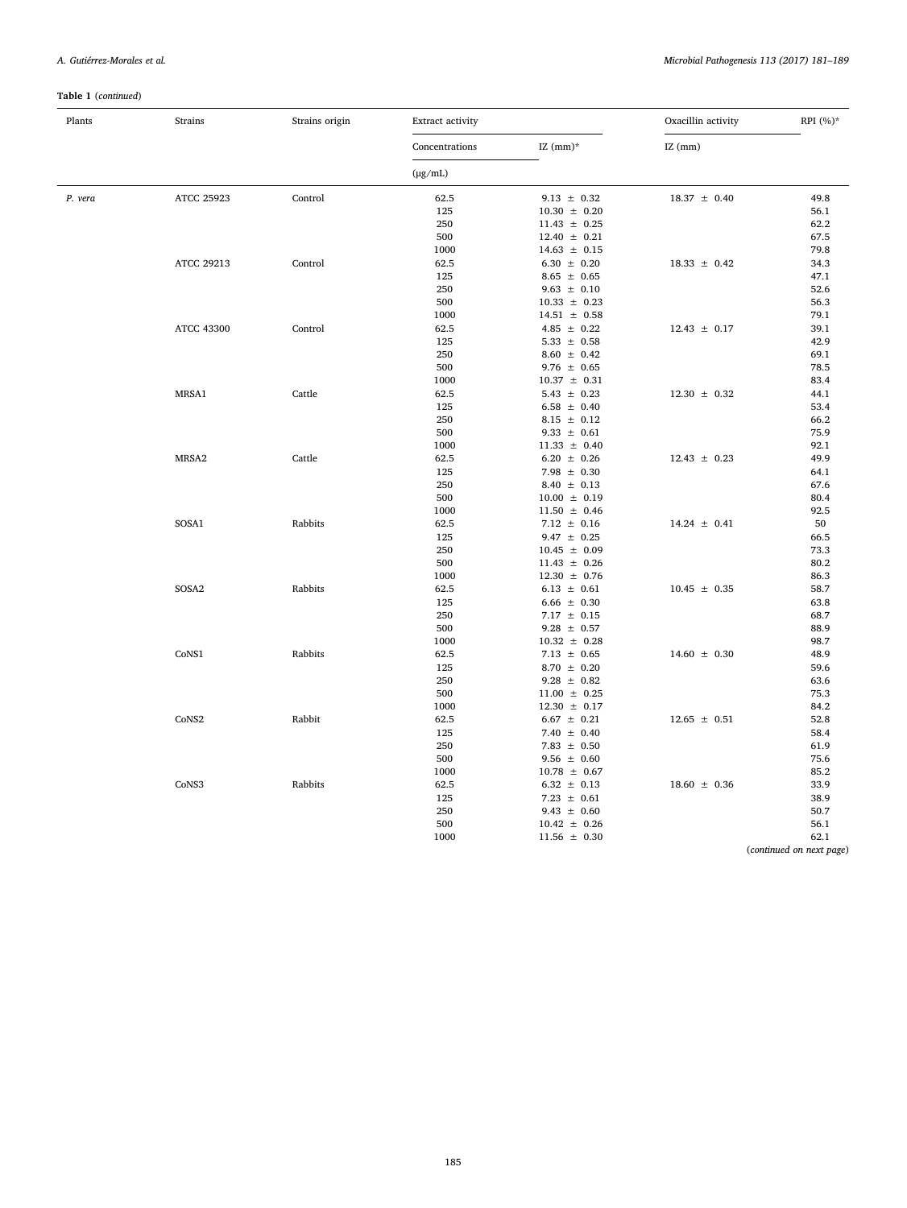**Table 1** (*continued*)

| Plants | Strains | Strains origin | Extract activity | | Oxacillin activity | RPI (%)* |
|---|---|---|---|---|---|---|
| | | | Concentrations (μg/mL) | IZ (mm)* | IZ (mm) | |
| *P. vera* | ATCC 25923 | Control | 62.5 | 9.13 ± 0.32 | 18.37 ± 0.40 | 49.8 |
| | | | 125 | 10.30 ± 0.20 | | 56.1 |
| | | | 250 | 11.43 ± 0.25 | | 62.2 |
| | | | 500 | 12.40 ± 0.21 | | 67.5 |
| | | | 1000 | 14.63 ± 0.15 | | 79.8 |
| | ATCC 29213 | Control | 62.5 | 6.30 ± 0.20 | 18.33 ± 0.42 | 34.3 |
| | | | 125 | 8.65 ± 0.65 | | 47.1 |
| | | | 250 | 9.63 ± 0.10 | | 52.6 |
| | | | 500 | 10.33 ± 0.23 | | 56.3 |
| | | | 1000 | 14.51 ± 0.58 | | 79.1 |
| | ATCC 43300 | Control | 62.5 | 4.85 ± 0.22 | 12.43 ± 0.17 | 39.1 |
| | | | 125 | 5.33 ± 0.58 | | 42.9 |
| | | | 250 | 8.60 ± 0.42 | | 69.1 |
| | | | 500 | 9.76 ± 0.65 | | 78.5 |
| | | | 1000 | 10.37 ± 0.31 | | 83.4 |
| | MRSA1 | Cattle | 62.5 | 5.43 ± 0.23 | 12.30 ± 0.32 | 44.1 |
| | | | 125 | 6.58 ± 0.40 | | 53.4 |
| | | | 250 | 8.15 ± 0.12 | | 66.2 |
| | | | 500 | 9.33 ± 0.61 | | 75.9 |
| | | | 1000 | 11.33 ± 0.40 | | 92.1 |
| | MRSA2 | Cattle | 62.5 | 6.20 ± 0.26 | 12.43 ± 0.23 | 49.9 |
| | | | 125 | 7.98 ± 0.30 | | 64.1 |
| | | | 250 | 8.40 ± 0.13 | | 67.6 |
| | | | 500 | 10.00 ± 0.19 | | 80.4 |
| | | | 1000 | 11.50 ± 0.46 | | 92.5 |
| | SOSA1 | Rabbits | 62.5 | 7.12 ± 0.16 | 14.24 ± 0.41 | 50 |
| | | | 125 | 9.47 ± 0.25 | | 66.5 |
| | | | 250 | 10.45 ± 0.09 | | 73.3 |
| | | | 500 | 11.43 ± 0.26 | | 80.2 |
| | | | 1000 | 12.30 ± 0.76 | | 86.3 |
| | SOSA2 | Rabbits | 62.5 | 6.13 ± 0.61 | 10.45 ± 0.35 | 58.7 |
| | | | 125 | 6.66 ± 0.30 | | 63.8 |
| | | | 250 | 7.17 ± 0.15 | | 68.7 |
| | | | 500 | 9.28 ± 0.57 | | 88.9 |
| | | | 1000 | 10.32 ± 0.28 | | 98.7 |
| | CoNS1 | Rabbits | 62.5 | 7.13 ± 0.65 | 14.60 ± 0.30 | 48.9 |
| | | | 125 | 8.70 ± 0.20 | | 59.6 |
| | | | 250 | 9.28 ± 0.82 | | 63.6 |
| | | | 500 | 11.00 ± 0.25 | | 75.3 |
| | | | 1000 | 12.30 ± 0.17 | | 84.2 |
| | CoNS2 | Rabbit | 62.5 | 6.67 ± 0.21 | 12.65 ± 0.51 | 52.8 |
| | | | 125 | 7.40 ± 0.40 | | 58.4 |
| | | | 250 | 7.83 ± 0.50 | | 61.9 |
| | | | 500 | 9.56 ± 0.60 | | 75.6 |
| | | | 1000 | 10.78 ± 0.67 | | 85.2 |
| | CoNS3 | Rabbits | 62.5 | 6.32 ± 0.13 | 18.60 ± 0.36 | 33.9 |
| | | | 125 | 7.23 ± 0.61 | | 38.9 |
| | | | 250 | 9.43 ± 0.60 | | 50.7 |
| | | | 500 | 10.42 ± 0.26 | | 56.1 |
| | | | 1000 | 11.56 ± 0.30 | | 62.1 |

(*continued on next page*)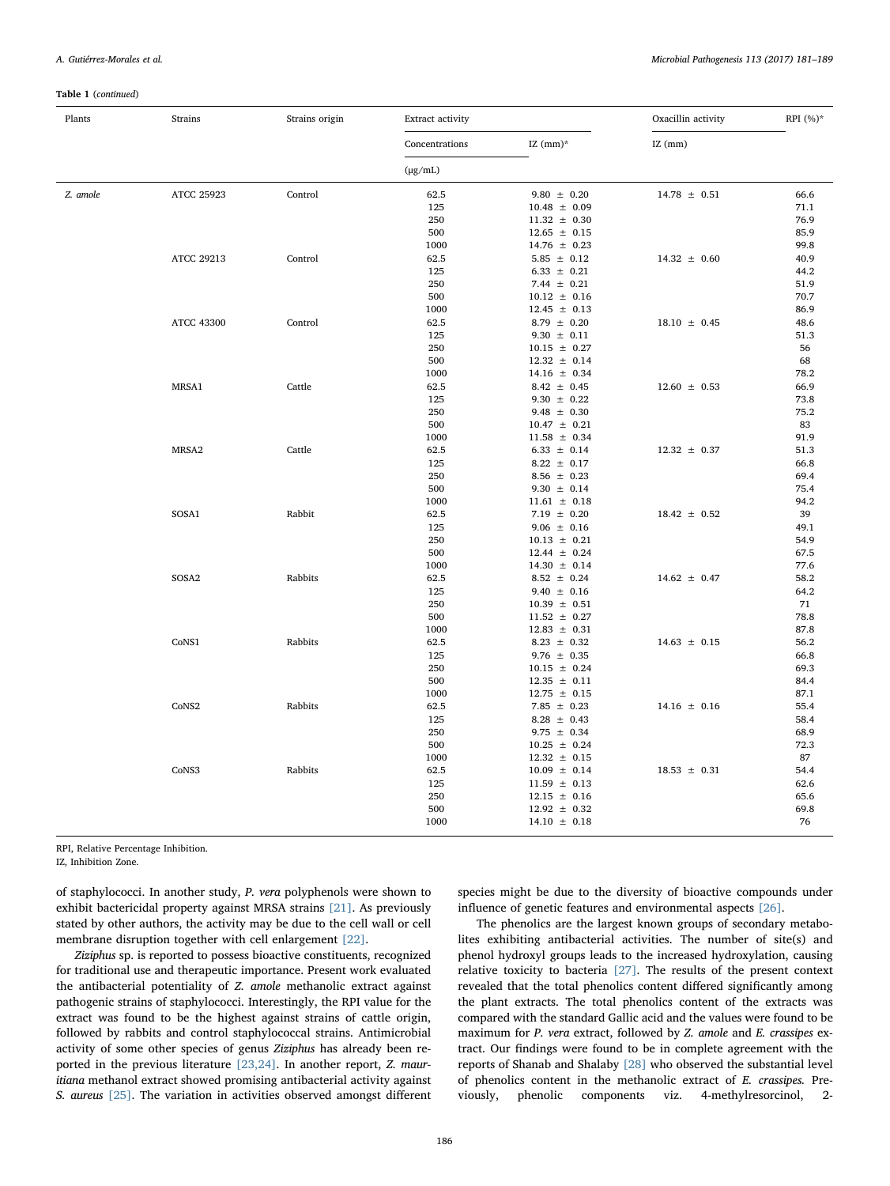**Table 1** (*continued*)

| Plants | Strains | Strains origin | Extract activity | | Oxacillin activity | RPI (%)* |
|---|---|---|---|---|---|---|
| | | | Concentrations (μg/mL) | IZ (mm)* | IZ (mm) | |
| *Z. amole* | ATCC 25923 | Control | 62.5 | 9.80 ± 0.20 | 14.78 ± 0.51 | 66.6 |
| | | | 125 | 10.48 ± 0.09 | | 71.1 |
| | | | 250 | 11.32 ± 0.30 | | 76.9 |
| | | | 500 | 12.65 ± 0.15 | | 85.9 |
| | | | 1000 | 14.76 ± 0.23 | | 99.8 |
| | ATCC 29213 | Control | 62.5 | 5.85 ± 0.12 | 14.32 ± 0.60 | 40.9 |
| | | | 125 | 6.33 ± 0.21 | | 44.2 |
| | | | 250 | 7.44 ± 0.21 | | 51.9 |
| | | | 500 | 10.12 ± 0.16 | | 70.7 |
| | | | 1000 | 12.45 ± 0.13 | | 86.9 |
| | ATCC 43300 | Control | 62.5 | 8.79 ± 0.20 | 18.10 ± 0.45 | 48.6 |
| | | | 125 | 9.30 ± 0.11 | | 51.3 |
| | | | 250 | 10.15 ± 0.27 | | 56 |
| | | | 500 | 12.32 ± 0.14 | | 68 |
| | | | 1000 | 14.16 ± 0.34 | | 78.2 |
| | MRSA1 | Cattle | 62.5 | 8.42 ± 0.45 | 12.60 ± 0.53 | 66.9 |
| | | | 125 | 9.30 ± 0.22 | | 73.8 |
| | | | 250 | 9.48 ± 0.30 | | 75.2 |
| | | | 500 | 10.47 ± 0.21 | | 83 |
| | | | 1000 | 11.58 ± 0.34 | | 91.9 |
| | MRSA2 | Cattle | 62.5 | 6.33 ± 0.14 | 12.32 ± 0.37 | 51.3 |
| | | | 125 | 8.22 ± 0.17 | | 66.8 |
| | | | 250 | 8.56 ± 0.23 | | 69.4 |
| | | | 500 | 9.30 ± 0.14 | | 75.4 |
| | | | 1000 | 11.61 ± 0.18 | | 94.2 |
| | SOSA1 | Rabbit | 62.5 | 7.19 ± 0.20 | 18.42 ± 0.52 | 39 |
| | | | 125 | 9.06 ± 0.16 | | 49.1 |
| | | | 250 | 10.13 ± 0.21 | | 54.9 |
| | | | 500 | 12.44 ± 0.24 | | 67.5 |
| | | | 1000 | 14.30 ± 0.14 | | 77.6 |
| | SOSA2 | Rabbits | 62.5 | 8.52 ± 0.24 | 14.62 ± 0.47 | 58.2 |
| | | | 125 | 9.40 ± 0.16 | | 64.2 |
| | | | 250 | 10.39 ± 0.51 | | 71 |
| | | | 500 | 11.52 ± 0.27 | | 78.8 |
| | | | 1000 | 12.83 ± 0.31 | | 87.8 |
| | CoNS1 | Rabbits | 62.5 | 8.23 ± 0.32 | 14.63 ± 0.15 | 56.2 |
| | | | 125 | 9.76 ± 0.35 | | 66.8 |
| | | | 250 | 10.15 ± 0.24 | | 69.3 |
| | | | 500 | 12.35 ± 0.11 | | 84.4 |
| | | | 1000 | 12.75 ± 0.15 | | 87.1 |
| | CoNS2 | Rabbits | 62.5 | 7.85 ± 0.23 | 14.16 ± 0.16 | 55.4 |
| | | | 125 | 8.28 ± 0.43 | | 58.4 |
| | | | 250 | 9.75 ± 0.34 | | 68.9 |
| | | | 500 | 10.25 ± 0.24 | | 72.3 |
| | | | 1000 | 12.32 ± 0.15 | | 87 |
| | CoNS3 | Rabbits | 62.5 | 10.09 ± 0.14 | 18.53 ± 0.31 | 54.4 |
| | | | 125 | 11.59 ± 0.13 | | 62.6 |
| | | | 250 | 12.15 ± 0.16 | | 65.6 |
| | | | 500 | 12.92 ± 0.32 | | 69.8 |
| | | | 1000 | 14.10 ± 0.18 | | 76 |

RPI, Relative Percentage Inhibition.
IZ, Inhibition Zone.

of staphylococci. In another study, *P. vera* polyphenols were shown to exhibit bactericidal property against MRSA strains [21]. As previously stated by other authors, the activity may be due to the cell wall or cell membrane disruption together with cell enlargement [22].

*Ziziphus* sp. is reported to possess bioactive constituents, recognized for traditional use and therapeutic importance. Present work evaluated the antibacterial potentiality of *Z. amole* methanolic extract against pathogenic strains of staphylococci. Interestingly, the RPI value for the extract was found to be the highest against strains of cattle origin, followed by rabbits and control staphylococcal strains. Antimicrobial activity of some other species of genus *Ziziphus* has already been reported in the previous literature [23,24]. In another report, *Z. mauritiana* methanol extract showed promising antibacterial activity against *S. aureus* [25]. The variation in activities observed amongst different species might be due to the diversity of bioactive compounds under influence of genetic features and environmental aspects [26].

The phenolics are the largest known groups of secondary metabolites exhibiting antibacterial activities. The number of site(s) and phenol hydroxyl groups leads to the increased hydroxylation, causing relative toxicity to bacteria [27]. The results of the present context revealed that the total phenolics content differed significantly among the plant extracts. The total phenolics content of the extracts was compared with the standard Gallic acid and the values were found to be maximum for *P. vera* extract, followed by *Z. amole* and *E. crassipes* extract. Our findings were found to be in complete agreement with the reports of Shanab and Shalaby [28] who observed the substantial level of phenolics content in the methanolic extract of *E. crassipes*. Previously, phenolic components viz. 4-methylresorcinol, 2-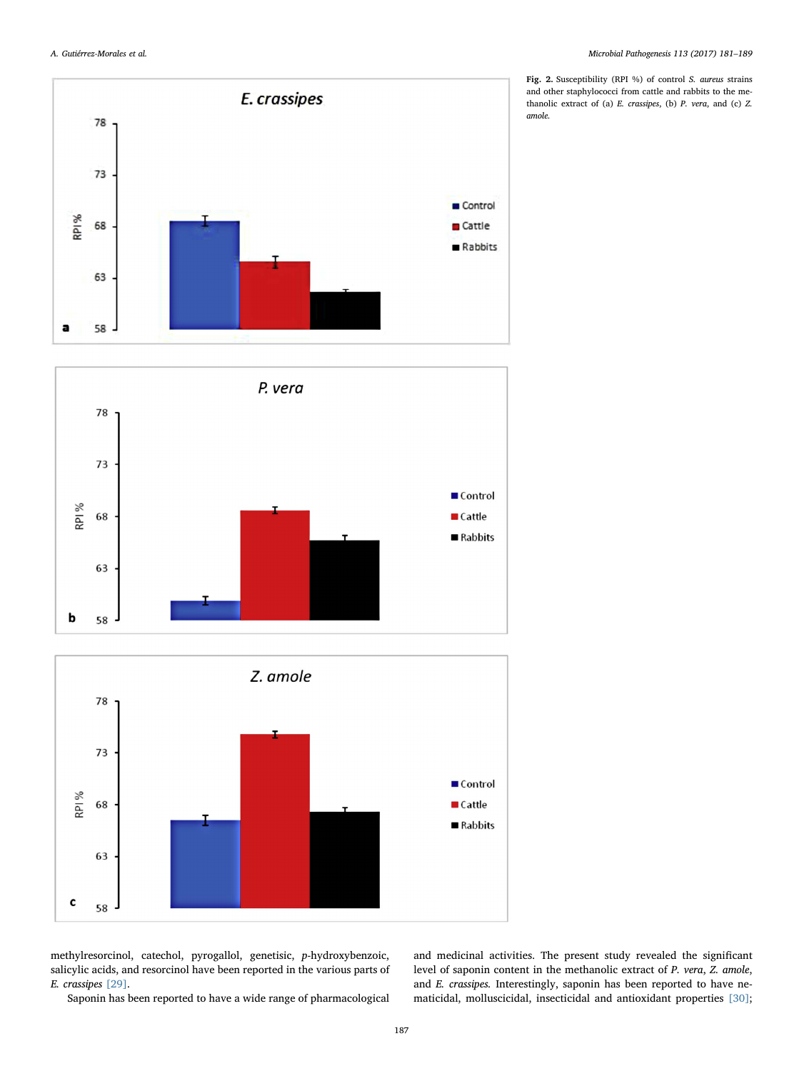**Fig. 2.** Susceptibility (RPI %) of control *S. aureus* strains and other staphylococci from cattle and rabbits to the methanolic extract of (a) *E. crassipes*, (b) *P. vera*, and (c) *Z. amole*.

methylresorcinol, catechol, pyrogallol, genetisic, *p*-hydroxybenzoic, salicylic acids, and resorcinol have been reported in the various parts of *E. crassipes* [29].

Saponin has been reported to have a wide range of pharmacological and medicinal activities. The present study revealed the significant level of saponin content in the methanolic extract of *P. vera*, *Z. amole*, and *E. crassipes*. Interestingly, saponin has been reported to have nematicidal, molluscicidal, insecticidal and antioxidant properties [30];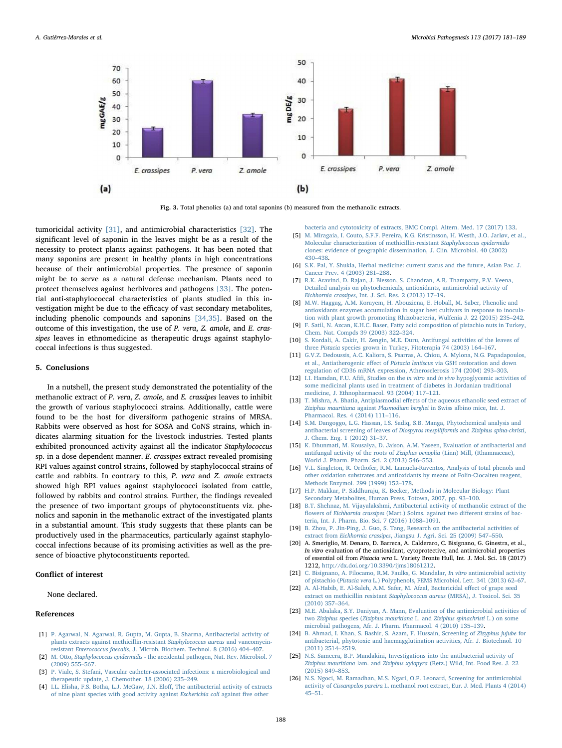Fig. 3. Total phenolics (a) and total saponins (b) measured from the methanolic extracts.

tumoricidal activity [31], and antimicrobial characteristics [32]. The significant level of saponin in the leaves might be as a result of the necessity to protect plants against pathogens. It has been noted that many saponins are present in healthy plants in high concentrations because of their antimicrobial properties. The presence of saponin might be to serve as a natural defense mechanism. Plants need to protect themselves against herbivores and pathogens [33]. The potential anti-staphylococcal characteristics of plants studied in this investigation might be due to the efficacy of vast secondary metabolites, including phenolic compounds and saponins [34,35]. Based on the outcome of this investigation, the use of *P. vera*, *Z. amole*, and *E. crassipes* leaves in ethnomedicine as therapeutic drugs against staphylococcal infections is thus suggested.

## 5. Conclusions

In a nutshell, the present study demonstrated the potentiality of the methanolic extract of *P. vera*, *Z. amole*, and *E. crassipes* leaves to inhibit the growth of various staphylococci strains. Additionally, cattle were found to be the host for diversiform pathogenic strains of MRSA. Rabbits were observed as host for SOSA and CoNS strains, which indicates alarming situation for the livestock industries. Tested plants exhibited pronounced activity against all the indicator *Staphylococcus* sp. in a dose dependent manner. *E. crassipes* extract revealed promising RPI values against control strains, followed by staphylococcal strains of cattle and rabbits. In contrary to this, *P. vera* and *Z. amole* extracts showed high RPI values against staphylococci isolated from cattle, followed by rabbits and control strains. Further, the findings revealed the presence of two important groups of phytoconstituents viz. phenolics and saponin in the methanolic extract of the investigated plants in a substantial amount. This study suggests that these plants can be productively used in the pharmaceutics, particularly against staphylococcal infections because of its promising activities as well as the presence of bioactive phytoconstituents reported.

## Conflict of interest

None declared.

## References

[1] P. Agarwal, N. Agarwal, R. Gupta, M. Gupta, B. Sharma, Antibacterial activity of plants extracts against methicillin-resistant *Staphylococcus aureus* and vancomycin-resistant *Enterococcus faecalis*, J. Microb. Biochem. Technol. 8 (2016) 404–407.

[2] M. Otto, *Staphylococcus epidermidis* - the accidental pathogen, Nat. Rev. Microbiol. 7 (2009) 555–567.

[3] P. Viale, S. Stefani, Vascular catheter-associated infections: a microbiological and therapeutic update, J. Chemother. 18 (2006) 235–249.

[4] I.L. Elisha, F.S. Botha, L.J. McGaw, J.N. Eloff, The antibacterial activity of extracts of nine plant species with good activity against *Escherichia coli* against five other bacteria and cytotoxicity of extracts, BMC Compl. Altern. Med. 17 (2017) 133.

[5] M. Miragaia, I. Couto, S.F.F. Pereira, K.G. Kristinsson, H. Westh, J.O. Jarløv, et al., Molecular characterization of methicillin-resistant *Staphylococcus epidermidis* clones: evidence of geographic dissemination, J. Clin. Microbiol. 40 (2002) 430–438.

[6] S.K. Pal, Y. Shukla, Herbal medicine: current status and the future, Asian Pac. J. Cancer Prev. 4 (2003) 281–288.

[7] R.K. Aravind, D. Rajan, J. Blesson, S. Chandran, A.R. Thampatty, P.V. Veena, Detailed analysis on phytochemicals, antioxidants, antimicrobial activity of *Eichhornia crassipes*, Int. J. Sci. Res. 2 (2013) 17–19.

[8] M.W. Haggag, A.M. Korayem, H. Abouziena, E. Hoball, M. Saber, Phenolic and antioxidants enzymes accumulation in sugar beet cultivars in response to inoculation with plant growth promoting Rhizobacteria, Wulfenia J. 22 (2015) 235–242.

[9] F. Satil, N. Azcan, K.H.C. Baser, Fatty acid composition of pistachio nuts in Turkey, Chem. Nat. Compds 39 (2003) 322–324.

[10] S. Kordali, A. Cakir, H. Zengin, M.E. Duru, Antifungal activities of the leaves of three *Pistacia* species grown in Turkey, Fitoterapia 74 (2003) 164–167.

[11] G.V.Z. Dedoussis, A.C. Kaliora, S. Psarras, A. Chiou, A. Mylona, N.G. Papadopoulos, et al., Antiatherogenic effect of *Pistacia lentiscus* via GSH restoration and down regulation of CD36 mRNA expression, Atherosclerosis 174 (2004) 293–303.

[12] I.I. Hamdan, F.U. Afifi, Studies on the *in vitro* and *in vivo* hypoglycemic activities of some medicinal plants used in treatment of diabetes in Jordanian traditional medicine, J. Ethnopharmacol. 93 (2004) 117–121.

[13] T. Mishra, A. Bhatia, Antiplasmodial effects of the aqueous ethanolic seed extract of *Ziziphus mauritiana* against *Plasmodium berghei* in Swiss albino mice, Int. J. Pharmacol. Res. 4 (2014) 111–116.

[14] S.M. Dangoggo, L.G. Hassan, I.S. Sadiq, S.B. Manga, Phytochemical analysis and antibacterial screening of leaves of *Diospyros mespiliformis* and *Ziziphus spina-christi*, J. Chem. Eng. 1 (2012) 31–37.

[15] K. Dhunmati, M. Kousalya, D. Jaison, A.M. Yaseen, Evaluation of antibacterial and antifungal activity of the roots of *Ziziphus oenoplia* (Linn) Mill, (Rhamnaceae), World J. Pharm. Pharm. Sci. 2 (2013) 546–553.

[16] V.L. Singleton, R. Orthofer, R.M. Lamuela-Raventos, Analysis of total phenols and other oxidation substrates and antioxidants by means of Folin-Ciocalteu reagent, Methods Enzymol. 299 (1999) 152–178.

[17] H.P. Makkar, P. Siddhuraju, K. Becker, Methods in Molecular Biology: Plant Secondary Metabolites, Human Press, Totowa, 2007, pp. 93–100.

[18] B.T. Shehnaz, M. Vijayalakshmi, Antibacterial activity of methanolic extract of the flowers of *Eichhornia crassipes* (Mart.) Solms. against two different strains of bacteria, Int. J. Pharm. Bio. Sci. 7 (2016) 1088–1091.

[19] B. Zhou, P. Jin-Ping, J. Guo, S. Tang, Research on the antibacterial activities of extract from *Eichhornia crassipes*, Jiangsu J. Agri. Sci. 25 (2009) 547–550.

[20] A. Smeriglio, M. Denaro, D. Barreca, A. Calderaro, C. Bisignano, G. Ginestra, et al., *In vitro* evaluation of the antioxidant, cytoprotective, and antimicrobial properties of essential oil from *Pistacia vera* L. Variety Bronte Hull, Int. J. Mol. Sci. 18 (2017) 1212, http://dx.doi.org/10.3390/ijms18061212.

[21] C. Bisignano, A. Filocamo, R.M. Faulks, G. Mandalar, *In vitro* antimicrobial activity of pistachio (*Pistacia vera* L.) Polyphenols, FEMS Microbiol. Lett. 341 (2013) 62–67.

[22] A. Al-Habib, E. Al-Saleh, A.M. Safer, M. Afzal, Bactericidal effect of grape seed extract on methicillin resistant *Staphylococcus aureus* (MRSA), J. Toxicol. Sci. 35 (2010) 357–364.

[23] M.E. Abalaka, S.Y. Daniyan, A. Mann, Evaluation of the antimicrobial activities of two *Ziziphus* species (*Ziziphus mauritiana* L. and *Ziziphus spinachristi* L.) on some microbial pathogens, Afr. J. Pharm. Pharmacol. 4 (2010) 135–139.

[24] B. Ahmad, I. Khan, S. Bashir, S. Azam, F. Hussain, Screening of *Zizyphus jujube* for antibacterial, phytotoxic and haemagglutination activities, Afr. J. Biotechnol. 10 (2011) 2514–2519.

[25] N.S. Sameera, B.P. Mandakini, Investigations into the antibacterial activity of *Ziziphus mauritiana* lam. and *Ziziphus xylopyra* (Retz.) Wild, Int. Food Res. J. 22 (2015) 849–853.

[26] N.S. Ngoci, M. Ramadhan, M.S. Ngari, O.P. Leonard, Screening for antimicrobial activity of *Cissampelos pareira* L. methanol root extract, Eur. J. Med. Plants 4 (2014) 45–51.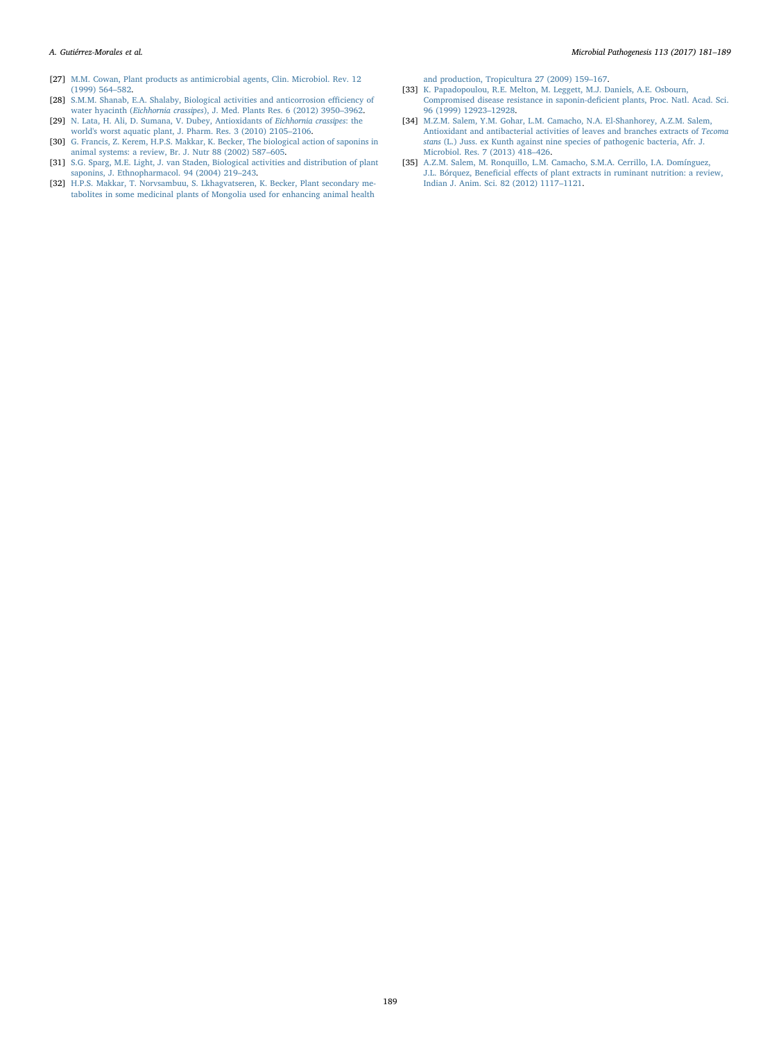[27] M.M. Cowan, Plant products as antimicrobial agents, Clin. Microbiol. Rev. 12 (1999) 564–582.

[28] S.M.M. Shanab, E.A. Shalaby, Biological activities and anticorrosion efficiency of water hyacinth (*Eichhornia crassipes*), J. Med. Plants Res. 6 (2012) 3950–3962.

[29] N. Lata, H. Ali, D. Sumana, V. Dubey, Antioxidants of *Eichhornia crassipes*: the world's worst aquatic plant, J. Pharm. Res. 3 (2010) 2105–2106.

[30] G. Francis, Z. Kerem, H.P.S. Makkar, K. Becker, The biological action of saponins in animal systems: a review, Br. J. Nutr 88 (2002) 587–605.

[31] S.G. Sparg, M.E. Light, J. van Staden, Biological activities and distribution of plant saponins, J. Ethnopharmacol. 94 (2004) 219–243.

[32] H.P.S. Makkar, T. Norvsambuu, S. Lkhagvatseren, K. Becker, Plant secondary metabolites in some medicinal plants of Mongolia used for enhancing animal health and production, Tropicultura 27 (2009) 159–167.

[33] K. Papadopoulou, R.E. Melton, M. Leggett, M.J. Daniels, A.E. Osbourn, Compromised disease resistance in saponin-deficient plants, Proc. Natl. Acad. Sci. 96 (1999) 12923–12928.

[34] M.Z.M. Salem, Y.M. Gohar, L.M. Camacho, N.A. El-Shanhorey, A.Z.M. Salem, Antioxidant and antibacterial activities of leaves and branches extracts of *Tecoma stans* (L.) Juss. ex Kunth against nine species of pathogenic bacteria, Afr. J. Microbiol. Res. 7 (2013) 418–426.

[35] A.Z.M. Salem, M. Ronquillo, L.M. Camacho, S.M.A. Cerrillo, I.A. Domínguez, J.L. Bórquez, Beneficial effects of plant extracts in ruminant nutrition: a review, Indian J. Anim. Sci. 82 (2012) 1117–1121.